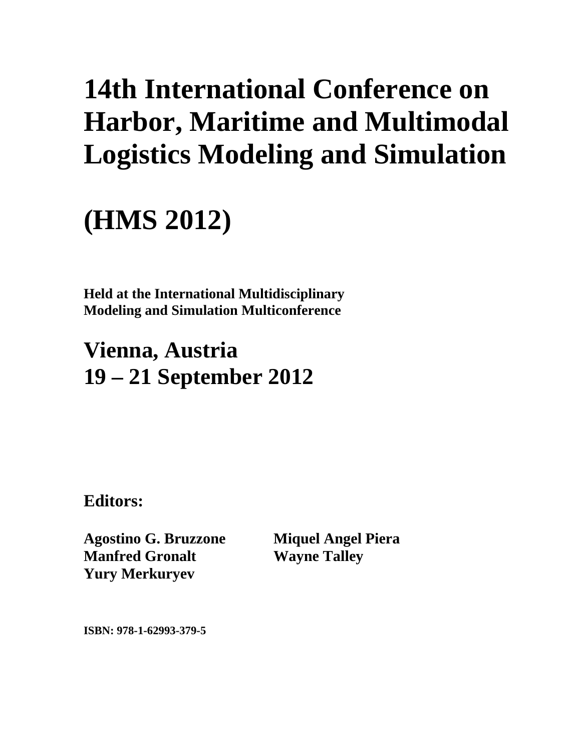# 14th International Conference on Harbor, Maritime and Multimodal Logistics Modeling and Simulation

# (HMS 2012)

**Held at the International Multidisciplinary Modeling and Simulation Multiconference**

## Vienna, Austria
## 19 – 21 September 2012

**Editors:**

**Agostino G. Bruzzone**
**Manfred Gronalt**
**Yury Merkuryev**
**Miquel Angel Piera**
**Wayne Talley**

**ISBN: 978-1-62993-379-5**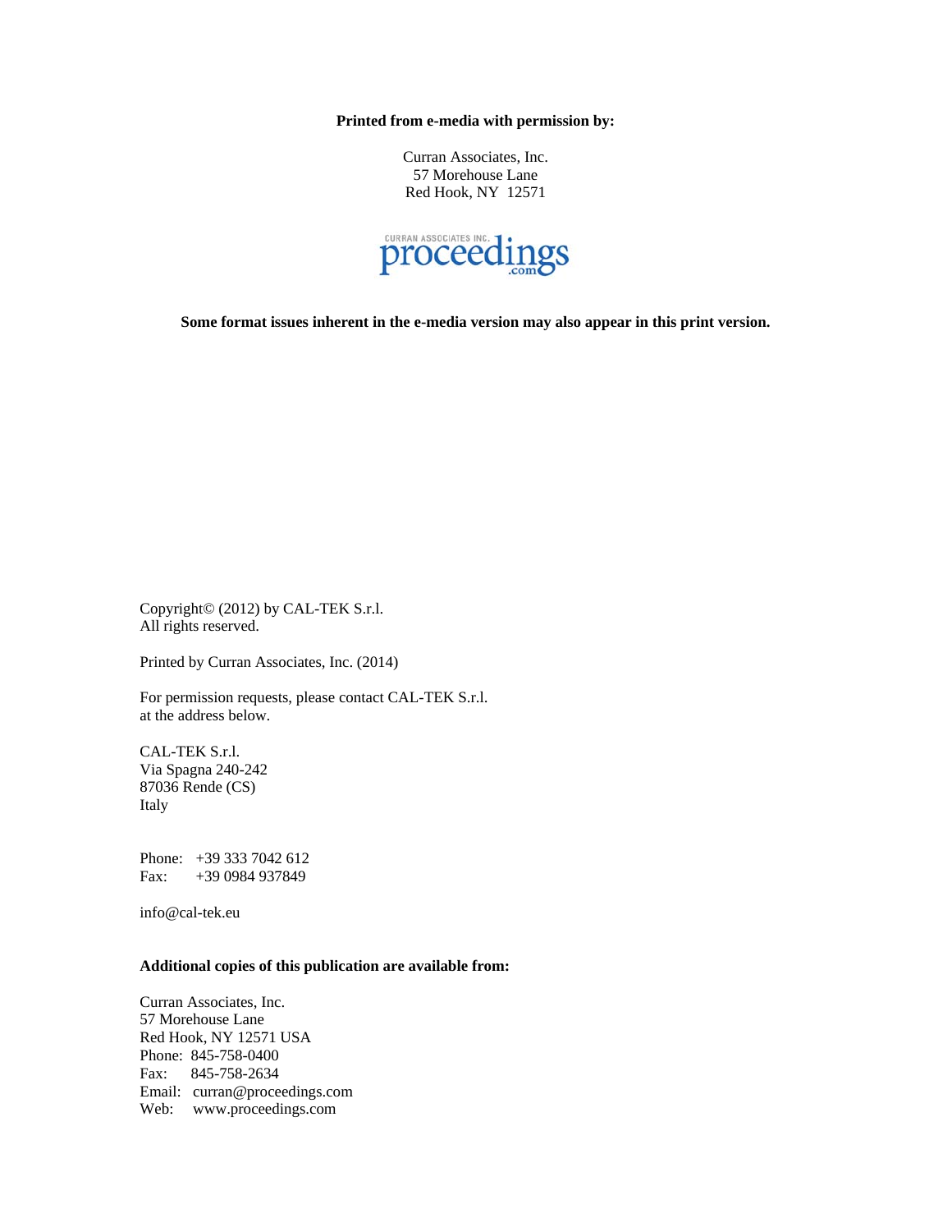**Printed from e-media with permission by:**

Curran Associates, Inc.
57 Morehouse Lane
Red Hook, NY 12571

CURRAN ASSOCIATES INC. proceedings .com

**Some format issues inherent in the e-media version may also appear in this print version.**

Copyright© (2012) by CAL-TEK S.r.l.
All rights reserved.

Printed by Curran Associates, Inc. (2014)

For permission requests, please contact CAL-TEK S.r.l.
at the address below.

CAL-TEK S.r.l.
Via Spagna 240-242
87036 Rende (CS)
Italy

Phone: +39 333 7042 612
Fax: +39 0984 937849

info@cal-tek.eu

**Additional copies of this publication are available from:**

Curran Associates, Inc.
57 Morehouse Lane
Red Hook, NY 12571 USA
Phone: 845-758-0400
Fax: 845-758-2634
Email: curran@proceedings.com
Web: www.proceedings.com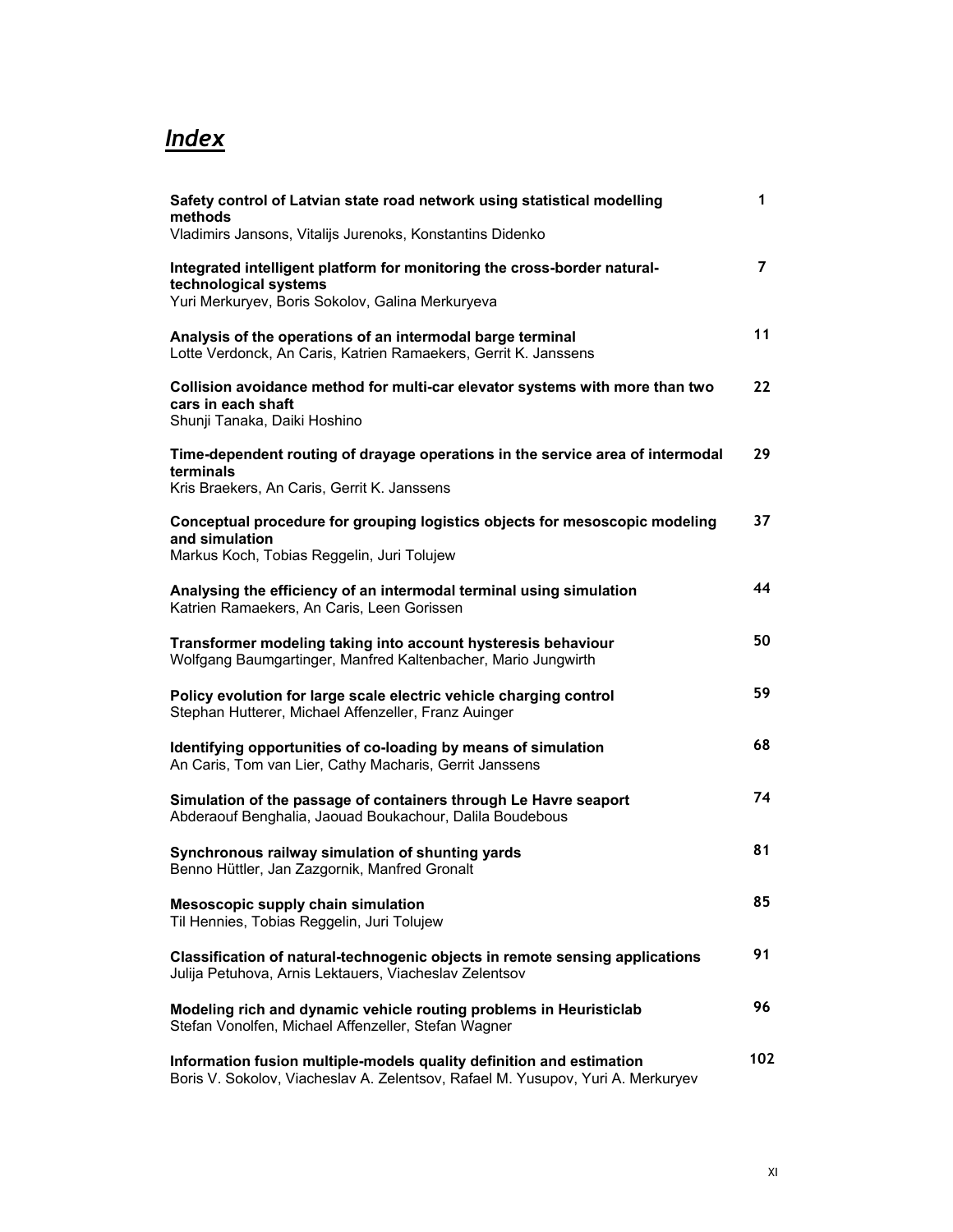# *Index*

| | |
|---|---|
| **Safety control of Latvian state road network using statistical modelling methods**<br>Vladimirs Jansons, Vitalijs Jurenoks, Konstantins Didenko | 1 |
| **Integrated intelligent platform for monitoring the cross-border natural-technological systems**<br>Yuri Merkuryev, Boris Sokolov, Galina Merkuryeva | 7 |
| **Analysis of the operations of an intermodal barge terminal**<br>Lotte Verdonck, An Caris, Katrien Ramaekers, Gerrit K. Janssens | 11 |
| **Collision avoidance method for multi-car elevator systems with more than two cars in each shaft**<br>Shunji Tanaka, Daiki Hoshino | 22 |
| **Time-dependent routing of drayage operations in the service area of intermodal terminals**<br>Kris Braekers, An Caris, Gerrit K. Janssens | 29 |
| **Conceptual procedure for grouping logistics objects for mesoscopic modeling and simulation**<br>Markus Koch, Tobias Reggelin, Juri Tolujew | 37 |
| **Analysing the efficiency of an intermodal terminal using simulation**<br>Katrien Ramaekers, An Caris, Leen Gorissen | 44 |
| **Transformer modeling taking into account hysteresis behaviour**<br>Wolfgang Baumgartinger, Manfred Kaltenbacher, Mario Jungwirth | 50 |
| **Policy evolution for large scale electric vehicle charging control**<br>Stephan Hutterer, Michael Affenzeller, Franz Auinger | 59 |
| **Identifying opportunities of co-loading by means of simulation**<br>An Caris, Tom van Lier, Cathy Macharis, Gerrit Janssens | 68 |
| **Simulation of the passage of containers through Le Havre seaport**<br>Abderaouf Benghalia, Jaouad Boukachour, Dalila Boudebous | 74 |
| **Synchronous railway simulation of shunting yards**<br>Benno Hüttler, Jan Zazgornik, Manfred Gronalt | 81 |
| **Mesoscopic supply chain simulation**<br>Til Hennies, Tobias Reggelin, Juri Tolujew | 85 |
| **Classification of natural-technogenic objects in remote sensing applications**<br>Julija Petuhova, Arnis Lektauers, Viacheslav Zelentsov | 91 |
| **Modeling rich and dynamic vehicle routing problems in Heuristiclab**<br>Stefan Vonolfen, Michael Affenzeller, Stefan Wagner | 96 |
| **Information fusion multiple-models quality definition and estimation**<br>Boris V. Sokolov, Viacheslav A. Zelentsov, Rafael M. Yusupov, Yuri A. Merkuryev | 102 |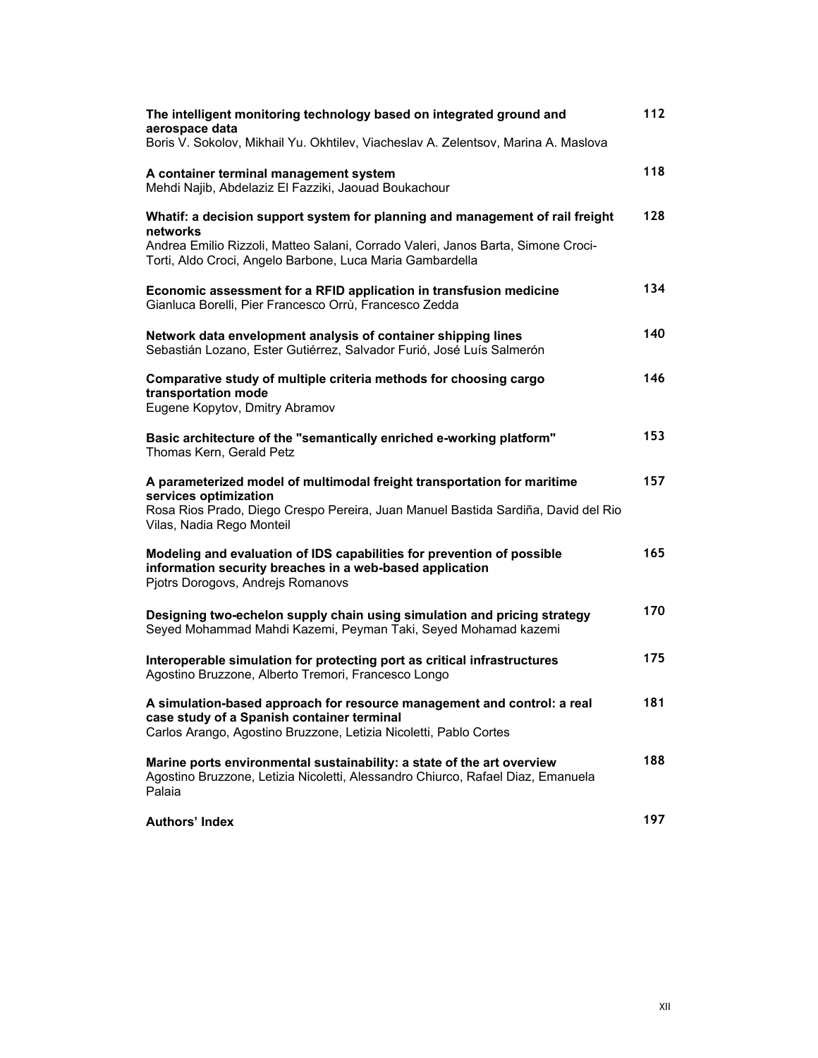**The intelligent monitoring technology based on integrated ground and aerospace data** 112
Boris V. Sokolov, Mikhail Yu. Okhtilev, Viacheslav A. Zelentsov, Marina A. Maslova

**A container terminal management system** 118
Mehdi Najib, Abdelaziz El Fazziki, Jaouad Boukachour

**Whatif: a decision support system for planning and management of rail freight networks** 128
Andrea Emilio Rizzoli, Matteo Salani, Corrado Valeri, Janos Barta, Simone Croci-Torti, Aldo Croci, Angelo Barbone, Luca Maria Gambardella

**Economic assessment for a RFID application in transfusion medicine** 134
Gianluca Borelli, Pier Francesco Orrù, Francesco Zedda

**Network data envelopment analysis of container shipping lines** 140
Sebastián Lozano, Ester Gutiérrez, Salvador Furió, José Luís Salmerón

**Comparative study of multiple criteria methods for choosing cargo transportation mode** 146
Eugene Kopytov, Dmitry Abramov

**Basic architecture of the "semantically enriched e-working platform"** 153
Thomas Kern, Gerald Petz

**A parameterized model of multimodal freight transportation for maritime services optimization** 157
Rosa Rios Prado, Diego Crespo Pereira, Juan Manuel Bastida Sardiña, David del Rio Vilas, Nadia Rego Monteil

**Modeling and evaluation of IDS capabilities for prevention of possible information security breaches in a web-based application** 165
Pjotrs Dorogovs, Andrejs Romanovs

**Designing two-echelon supply chain using simulation and pricing strategy** 170
Seyed Mohammad Mahdi Kazemi, Peyman Taki, Seyed Mohamad kazemi

**Interoperable simulation for protecting port as critical infrastructures** 175
Agostino Bruzzone, Alberto Tremori, Francesco Longo

**A simulation-based approach for resource management and control: a real case study of a Spanish container terminal** 181
Carlos Arango, Agostino Bruzzone, Letizia Nicoletti, Pablo Cortes

**Marine ports environmental sustainability: a state of the art overview** 188
Agostino Bruzzone, Letizia Nicoletti, Alessandro Chiurco, Rafael Diaz, Emanuela Palaia

**Authors' Index** 197